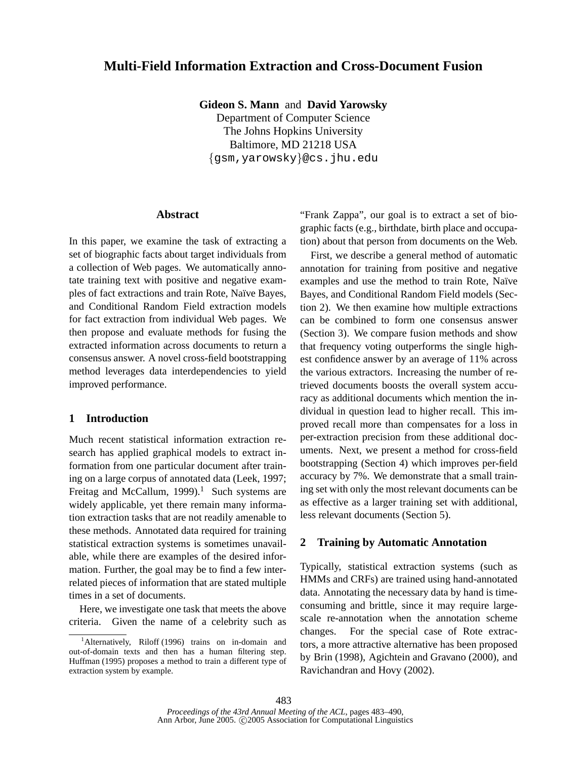# Multi-Field Information Extraction and Cross-Document Fusion

**Gideon S. Mann** and **David Yarowsky**
Department of Computer Science
The Johns Hopkins University
Baltimore, MD 21218 USA
{gsm,yarowsky}@cs.jhu.edu

## Abstract

In this paper, we examine the task of extracting a set of biographic facts about target individuals from a collection of Web pages. We automatically annotate training text with positive and negative examples of fact extractions and train Rote, Naïve Bayes, and Conditional Random Field extraction models for fact extraction from individual Web pages. We then propose and evaluate methods for fusing the extracted information across documents to return a consensus answer. A novel cross-field bootstrapping method leverages data interdependencies to yield improved performance.

## 1 Introduction

Much recent statistical information extraction research has applied graphical models to extract information from one particular document after training on a large corpus of annotated data (Leek, 1997; Freitag and McCallum, 1999).[1] Such systems are widely applicable, yet there remain many information extraction tasks that are not readily amenable to these methods. Annotated data required for training statistical extraction systems is sometimes unavailable, while there are examples of the desired information. Further, the goal may be to find a few interrelated pieces of information that are stated multiple times in a set of documents.

Here, we investigate one task that meets the above criteria. Given the name of a celebrity such as "Frank Zappa", our goal is to extract a set of biographic facts (e.g., birthdate, birth place and occupation) about that person from documents on the Web.

First, we describe a general method of automatic annotation for training from positive and negative examples and use the method to train Rote, Naïve Bayes, and Conditional Random Field models (Section 2). We then examine how multiple extractions can be combined to form one consensus answer (Section 3). We compare fusion methods and show that frequency voting outperforms the single highest confidence answer by an average of 11% across the various extractors. Increasing the number of retrieved documents boosts the overall system accuracy as additional documents which mention the individual in question lead to higher recall. This improved recall more than compensates for a loss in per-extraction precision from these additional documents. Next, we present a method for cross-field bootstrapping (Section 4) which improves per-field accuracy by 7%. We demonstrate that a small training set with only the most relevant documents can be as effective as a larger training set with additional, less relevant documents (Section 5).

## 2 Training by Automatic Annotation

Typically, statistical extraction systems (such as HMMs and CRFs) are trained using hand-annotated data. Annotating the necessary data by hand is time-consuming and brittle, since it may require large-scale re-annotation when the annotation scheme changes. For the special case of Rote extractors, a more attractive alternative has been proposed by Brin (1998), Agichtein and Gravano (2000), and Ravichandran and Hovy (2002).

[1] Alternatively, Riloff (1996) trains on in-domain and out-of-domain texts and then has a human filtering step. Huffman (1995) proposes a method to train a different type of extraction system by example.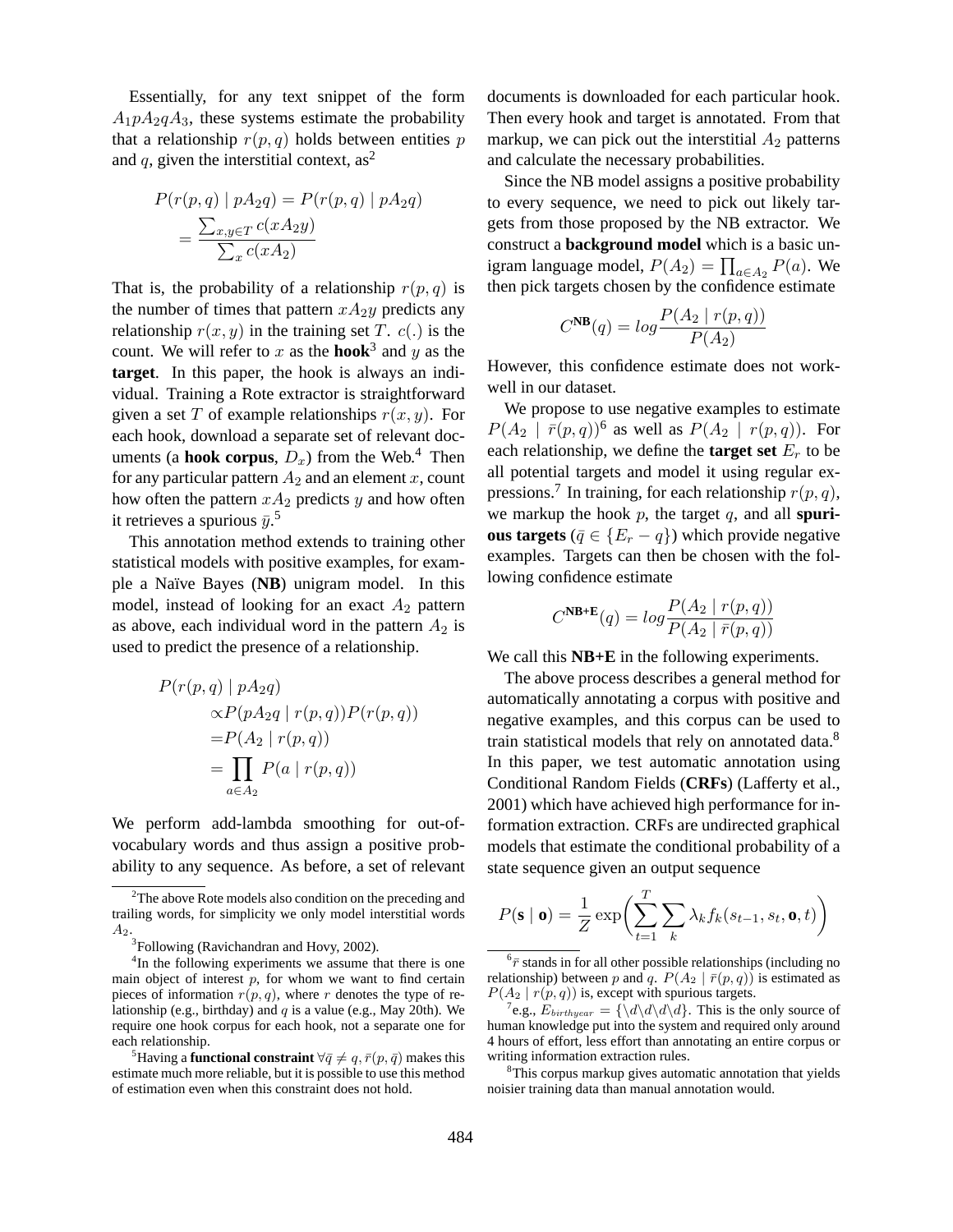Essentially, for any text snippet of the form $A_1pA_2qA_3$, these systems estimate the probability that a relationship $r(p, q)$ holds between entities $p$ and $q$, given the interstitial context, as[2]

$$
\begin{aligned}
P(r(p, q) \mid pA_2q) &= P(r(p, q) \mid pA_2q) \\
&= \frac{\sum_{x,y \in T} c(xA_2y)}{\sum_x c(xA_2)}
\end{aligned}
$$

That is, the probability of a relationship $r(p, q)$ is the number of times that pattern $xA_2y$ predicts any relationship $r(x, y)$ in the training set $T$. $c(.)$ is the count. We will refer to $x$ as the **hook**[3] and $y$ as the **target**. In this paper, the hook is always an individual. Training a Rote extractor is straightforward given a set $T$ of example relationships $r(x, y)$. For each hook, download a separate set of relevant documents (a **hook corpus**, $D_x$) from the Web.[4] Then for any particular pattern $A_2$ and an element $x$, count how often the pattern $xA_2$ predicts $y$ and how often it retrieves a spurious $\bar{y}$.[5]

This annotation method extends to training other statistical models with positive examples, for example a Naïve Bayes (**NB**) unigram model. In this model, instead of looking for an exact $A_2$ pattern as above, each individual word in the pattern $A_2$ is used to predict the presence of a relationship.

$$
\begin{aligned}
P(r(p,q) &\mid pA_2q) \\
&\propto P(pA_2q \mid r(p, q))P(r(p, q)) \\
&= P(A_2 \mid r(p, q)) \\
&= \prod_{a \in A_2} P(a \mid r(p, q))
\end{aligned}
$$

We perform add-lambda smoothing for out-of-vocabulary words and thus assign a positive probability to any sequence. As before, a set of relevant documents is downloaded for each particular hook. Then every hook and target is annotated. From that markup, we can pick out the interstitial $A_2$ patterns and calculate the necessary probabilities.

Since the NB model assigns a positive probability to every sequence, we need to pick out likely targets from those proposed by the NB extractor. We construct a **background model** which is a basic unigram language model, $P(A_2) = \prod_{a \in A_2} P(a)$. We then pick targets chosen by the confidence estimate

$$
C^{\textbf{NB}}(q) = log \frac{P(A_2 \mid r(p, q))}{P(A_2)}
$$

However, this confidence estimate does not workwell in our dataset.

We propose to use negative examples to estimate $P(A_2 \mid \bar{r}(p, q))$[6] as well as $P(A_2 \mid r(p, q))$. For each relationship, we define the **target set** $E_r$ to be all potential targets and model it using regular expressions.[7] In training, for each relationship $r(p, q)$, we markup the hook $p$, the target $q$, and all **spurious targets** ($\bar{q} \in \{E_r - q\}$) which provide negative examples. Targets can then be chosen with the following confidence estimate

$$
C^{\textbf{NB+E}}(q) = log \frac{P(A_2 \mid r(p, q))}{P(A_2 \mid \bar{r}(p, q))}
$$

We call this **NB+E** in the following experiments.

The above process describes a general method for automatically annotating a corpus with positive and negative examples, and this corpus can be used to train statistical models that rely on annotated data.[8] In this paper, we test automatic annotation using Conditional Random Fields (**CRFs**) (Lafferty et al., 2001) which have achieved high performance for information extraction. CRFs are undirected graphical models that estimate the conditional probability of a state sequence given an output sequence

$$
P(\mathbf{s} \mid \mathbf{o}) = \frac{1}{Z} \exp\left( \sum_{t=1}^{T} \sum_{k} \lambda_k f_k(s_{t-1}, s_t, \mathbf{o}, t) \right)
$$

[2] The above Rote models also condition on the preceding and trailing words, for simplicity we only model interstitial words $A_2$.

[3] Following (Ravichandran and Hovy, 2002).

[4] In the following experiments we assume that there is one main object of interest $p$, for whom we want to find certain pieces of information $r(p, q)$, where $r$ denotes the type of relationship (e.g., birthday) and $q$ is a value (e.g., May 20th). We require one hook corpus for each hook, not a separate one for each relationship.

[5] Having a **functional constraint** $\forall \bar{q} \neq q, \bar{r}(p, \bar{q})$ makes this estimate much more reliable, but it is possible to use this method of estimation even when this constraint does not hold.

[6] $\bar{r}$ stands in for all other possible relationships (including no relationship) between $p$ and $q$. $P(A_2 \mid \bar{r}(p, q))$ is estimated as $P(A_2 \mid r(p, q))$ is, except with spurious targets.

[7] e.g., $E_{birthyear} = \{\backslash d \backslash d \backslash d \backslash d\}$. This is the only source of human knowledge put into the system and required only around 4 hours of effort, less effort than annotating an entire corpus or writing information extraction rules.

[8] This corpus markup gives automatic annotation that yields noisier training data than manual annotation would.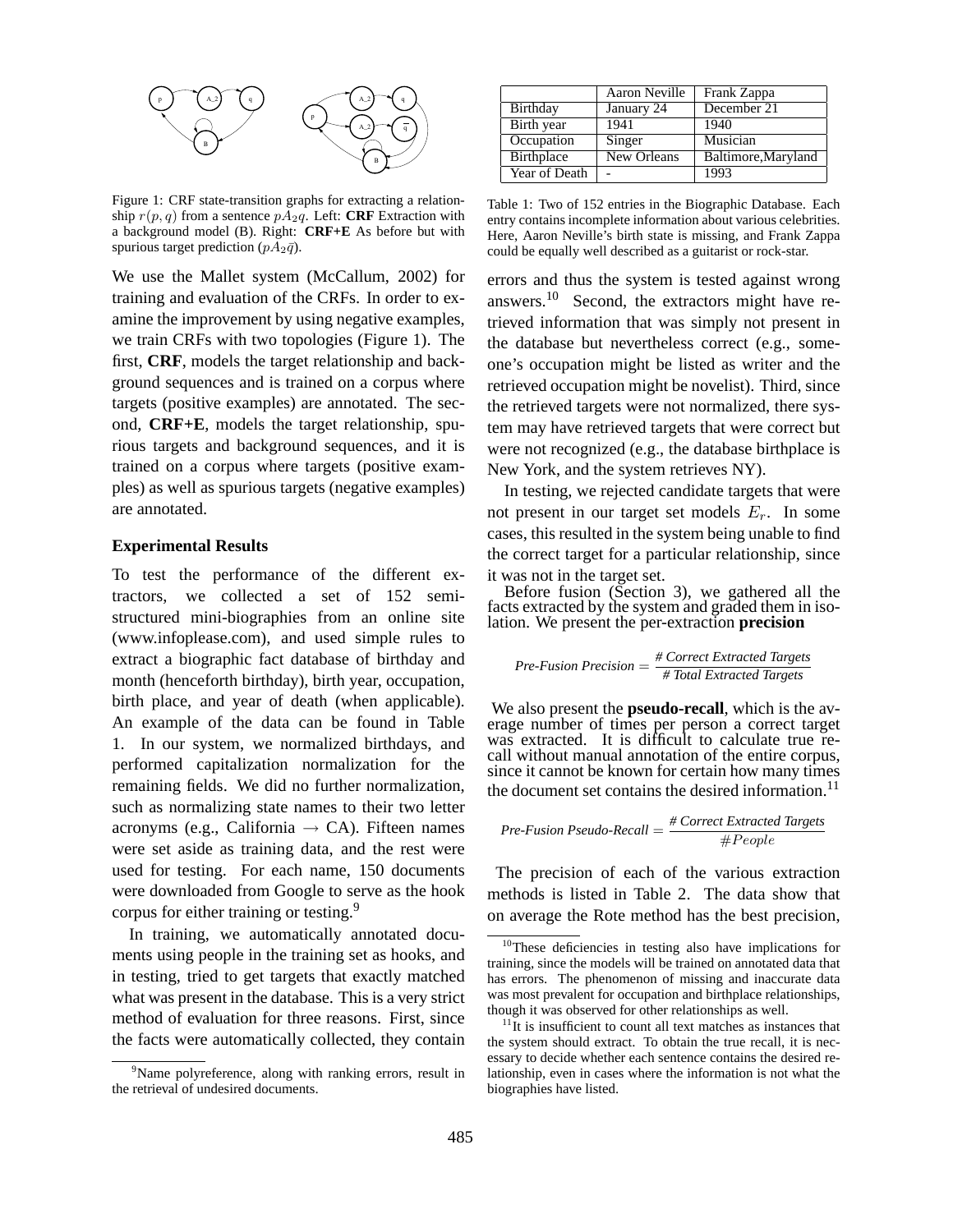Figure 1: CRF state-transition graphs for extracting a relationship $r(p, q)$ from a sentence $pA_2q$. Left: **CRF** Extraction with a background model (B). Right: **CRF+E** As before but with spurious target prediction ($pA_2\bar{q}$).

We use the Mallet system (McCallum, 2002) for training and evaluation of the CRFs. In order to examine the improvement by using negative examples, we train CRFs with two topologies (Figure 1). The first, **CRF**, models the target relationship and background sequences and is trained on a corpus where targets (positive examples) are annotated. The second, **CRF+E**, models the target relationship, spurious targets and background sequences, and it is trained on a corpus where targets (positive examples) as well as spurious targets (negative examples) are annotated.

### Experimental Results

To test the performance of the different extractors, we collected a set of 152 semi-structured mini-biographies from an online site (www.infoplease.com), and used simple rules to extract a biographic fact database of birthday and month (henceforth birthday), birth year, occupation, birth place, and year of death (when applicable). An example of the data can be found in Table 1. In our system, we normalized birthdays, and performed capitalization normalization for the remaining fields. We did no further normalization, such as normalizing state names to their two letter acronyms (e.g., California → CA). Fifteen names were set aside as training data, and the rest were used for testing. For each name, 150 documents were downloaded from Google to serve as the hook corpus for either training or testing.[9]

In training, we automatically annotated documents using people in the training set as hooks, and in testing, tried to get targets that exactly matched what was present in the database. This is a very strict method of evaluation for three reasons. First, since the facts were automatically collected, they contain errors and thus the system is tested against wrong answers.[10] Second, the extractors might have retrieved information that was simply not present in the database but nevertheless correct (e.g., someone's occupation might be listed as writer and the retrieved occupation might be novelist). Third, since the retrieved targets were not normalized, there system may have retrieved targets that were correct but were not recognized (e.g., the database birthplace is New York, and the system retrieves NY).

|  | Aaron Neville | Frank Zappa |
|---|---|---|
| Birthday | January 24 | December 21 |
| Birth year | 1941 | 1940 |
| Occupation | Singer | Musician |
| Birthplace | New Orleans | Baltimore,Maryland |
| Year of Death | - | 1993 |

Table 1: Two of 152 entries in the Biographic Database. Each entry contains incomplete information about various celebrities. Here, Aaron Neville's birth state is missing, and Frank Zappa could be equally well described as a guitarist or rock-star.

In testing, we rejected candidate targets that were not present in our target set models $E_r$. In some cases, this resulted in the system being unable to find the correct target for a particular relationship, since it was not in the target set.

Before fusion (Section 3), we gathered all the facts extracted by the system and graded them in isolation. We present the per-extraction **precision**

$$\textit{Pre-Fusion Precision} = \frac{\textit{\# Correct Extracted Targets}}{\textit{\# Total Extracted Targets}}$$

We also present the **pseudo-recall**, which is the average number of times per person a correct target was extracted. It is difficult to calculate true recall without manual annotation of the entire corpus, since it cannot be known for certain how many times the document set contains the desired information.[11]

$$\textit{Pre-Fusion Pseudo-Recall} = \frac{\textit{\# Correct Extracted Targets}}{\#People}$$

The precision of each of the various extraction methods is listed in Table 2. The data show that on average the Rote method has the best precision,

---

[9] Name polyreference, along with ranking errors, result in the retrieval of undesired documents.

[10] These deficiencies in testing also have implications for training, since the models will be trained on annotated data that has errors. The phenomenon of missing and inaccurate data was most prevalent for occupation and birthplace relationships, though it was observed for other relationships as well.

[11] It is insufficient to count all text matches as instances that the system should extract. To obtain the true recall, it is necessary to decide whether each sentence contains the desired relationship, even in cases where the information is not what the biographies have listed.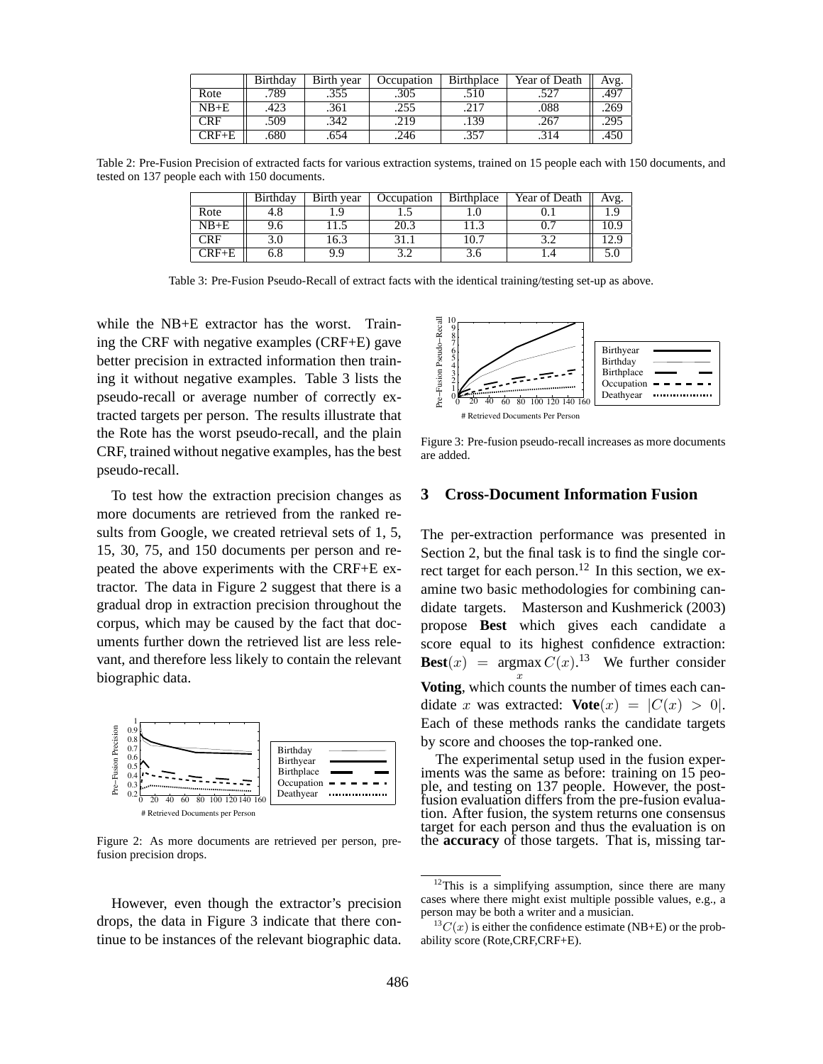| | Birthday | Birth year | Occupation | Birthplace | Year of Death | Avg. |
|---|---|---|---|---|---|---|
| Rote | .789 | .355 | .305 | .510 | .527 | .497 |
| NB+E | .423 | .361 | .255 | .217 | .088 | .269 |
| CRF | .509 | .342 | .219 | .139 | .267 | .295 |
| CRF+E | .680 | .654 | .246 | .357 | .314 | .450 |

Table 2: Pre-Fusion Precision of extracted facts for various extraction systems, trained on 15 people each with 150 documents, and tested on 137 people each with 150 documents.

| | Birthday | Birth year | Occupation | Birthplace | Year of Death | Avg. |
|---|---|---|---|---|---|---|
| Rote | 4.8 | 1.9 | 1.5 | 1.0 | 0.1 | 1.9 |
| NB+E | 9.6 | 11.5 | 20.3 | 11.3 | 0.7 | 10.9 |
| CRF | 3.0 | 16.3 | 31.1 | 10.7 | 3.2 | 12.9 |
| CRF+E | 6.8 | 9.9 | 3.2 | 3.6 | 1.4 | 5.0 |

Table 3: Pre-Fusion Pseudo-Recall of extract facts with the identical training/testing set-up as above.

while the NB+E extractor has the worst. Training the CRF with negative examples (CRF+E) gave better precision in extracted information then training it without negative examples. Table 3 lists the pseudo-recall or average number of correctly extracted targets per person. The results illustrate that the Rote has the worst pseudo-recall, and the plain CRF, trained without negative examples, has the best pseudo-recall.

To test how the extraction precision changes as more documents are retrieved from the ranked results from Google, we created retrieval sets of 1, 5, 15, 30, 75, and 150 documents per person and repeated the above experiments with the CRF+E extractor. The data in Figure 2 suggest that there is a gradual drop in extraction precision throughout the corpus, which may be caused by the fact that documents further down the retrieved list are less relevant, and therefore less likely to contain the relevant biographic data.

Pre-Fusion Precision
1
0.9
0.8
0.7
0.6
0.5
0.4
0.3
0.2
0 20 40 60 80 100 120 140 160
# Retrieved Documents per Person
Birthday
Birthyear
Birthplace
Occupation
Deathyear

Figure 2: As more documents are retrieved per person, pre-fusion precision drops.

However, even though the extractor's precision drops, the data in Figure 3 indicate that there continue to be instances of the relevant biographic data.

Pre-Fusion Pseudo-Recall
10
9
8
7
6
5
4
3
2
1
0
0 20 40 60 80 100 120 140 160
# Retrieved Documents Per Person
Birthyear
Birthday
Birthplace
Occupation
Deathyear

Figure 3: Pre-fusion pseudo-recall increases as more documents are added.

## 3 Cross-Document Information Fusion

The per-extraction performance was presented in Section 2, but the final task is to find the single correct target for each person.[12] In this section, we examine two basic methodologies for combining candidate targets. Masterson and Kushmerick (2003) propose **Best** which gives each candidate a score equal to its highest confidence extraction: $\textbf{Best}(x) = \underset{x}{\operatorname{argmax}}\, C(x)$.[13] We further consider **Voting**, which counts the number of times each candidate $x$ was extracted: $\textbf{Vote}(x) = |C(x) > 0|$. Each of these methods ranks the candidate targets by score and chooses the top-ranked one.

The experimental setup used in the fusion experiments was the same as before: training on 15 people, and testing on 137 people. However, the post-fusion evaluation differs from the pre-fusion evaluation. After fusion, the system returns one consensus target for each person and thus the evaluation is on the **accuracy** of those targets. That is, missing tar-

[12] This is a simplifying assumption, since there are many cases where there might exist multiple possible values, e.g., a person may be both a writer and a musician.

[13] $C(x)$ is either the confidence estimate (NB+E) or the probability score (Rote,CRF,CRF+E).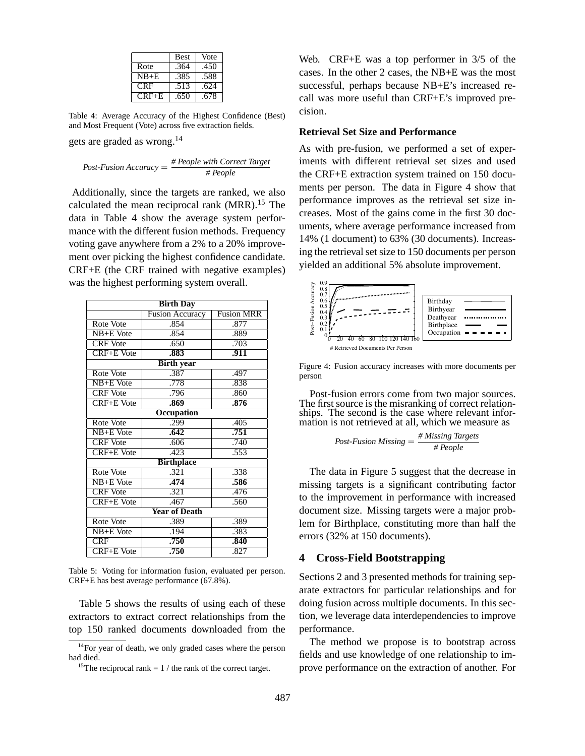| | Best | Vote |
|---|---|---|
| Rote | .364 | .450 |
| NB+E | .385 | .588 |
| CRF | .513 | .624 |
| CRF+E | .650 | .678 |

Table 4: Average Accuracy of the Highest Confidence (Best) and Most Frequent (Vote) across five extraction fields.

gets are graded as wrong.[14]

$$\text{Post-Fusion Accuracy} = \frac{\text{\# People with Correct Target}}{\text{\# People}}$$

Additionally, since the targets are ranked, we also calculated the mean reciprocal rank (MRR).[15] The data in Table 4 show the average system performance with the different fusion methods. Frequency voting gave anywhere from a 2% to a 20% improvement over picking the highest confidence candidate. CRF+E (the CRF trained with negative examples) was the highest performing system overall.

| Birth Day | | |
|---|---|---|
| | Fusion Accuracy | Fusion MRR |
| Rote Vote | .854 | .877 |
| NB+E Vote | .854 | .889 |
| CRF Vote | .650 | .703 |
| CRF+E Vote | **.883** | **.911** |
| **Birth year** | | |
| Rote Vote | .387 | .497 |
| NB+E Vote | .778 | .838 |
| CRF Vote | .796 | .860 |
| CRF+E Vote | **.869** | **.876** |
| **Occupation** | | |
| Rote Vote | .299 | .405 |
| NB+E Vote | **.642** | **.751** |
| CRF Vote | .606 | .740 |
| CRF+E Vote | .423 | .553 |
| **Birthplace** | | |
| Rote Vote | .321 | .338 |
| NB+E Vote | **.474** | **.586** |
| CRF Vote | .321 | .476 |
| CRF+E Vote | .467 | .560 |
| **Year of Death** | | |
| Rote Vote | .389 | .389 |
| NB+E Vote | .194 | .383 |
| CRF | **.750** | **.840** |
| CRF+E Vote | **.750** | .827 |

Table 5: Voting for information fusion, evaluated per person. CRF+E has best average performance (67.8%).

Table 5 shows the results of using each of these extractors to extract correct relationships from the top 150 ranked documents downloaded from the Web. CRF+E was a top performer in 3/5 of the cases. In the other 2 cases, the NB+E was the most successful, perhaps because NB+E's increased recall was more useful than CRF+E's improved precision.

[14] For year of death, we only graded cases where the person had died.

[15] The reciprocal rank = 1 / the rank of the correct target.

### Retrieval Set Size and Performance

As with pre-fusion, we performed a set of experiments with different retrieval set sizes and used the CRF+E extraction system trained on 150 documents per person. The data in Figure 4 show that performance improves as the retrieval set size increases. Most of the gains come in the first 30 documents, where average performance increased from 14% (1 document) to 63% (30 documents). Increasing the retrieval set size to 150 documents per person yielded an additional 5% absolute improvement.

Post-Fusion Accuracy
0.9
0.8
0.7
0.6
0.5
0.4
0.3
0.2
0.1
0
0 20 40 60 80 100 120 140 160
# Retrieved Documents Per Person
Birthday
Birthyear
Deathyear
Birthplace
Occupation

Figure 4: Fusion accuracy increases with more documents per person

Post-fusion errors come from two major sources. The first source is the misranking of correct relationships. The second is the case where relevant information is not retrieved at all, which we measure as

$$\text{Post-Fusion Missing} = \frac{\text{\# Missing Targets}}{\text{\# People}}$$

The data in Figure 5 suggest that the decrease in missing targets is a significant contributing factor to the improvement in performance with increased document size. Missing targets were a major problem for Birthplace, constituting more than half the errors (32% at 150 documents).

## 4 Cross-Field Bootstrapping

Sections 2 and 3 presented methods for training separate extractors for particular relationships and for doing fusion across multiple documents. In this section, we leverage data interdependencies to improve performance.

The method we propose is to bootstrap across fields and use knowledge of one relationship to improve performance on the extraction of another. For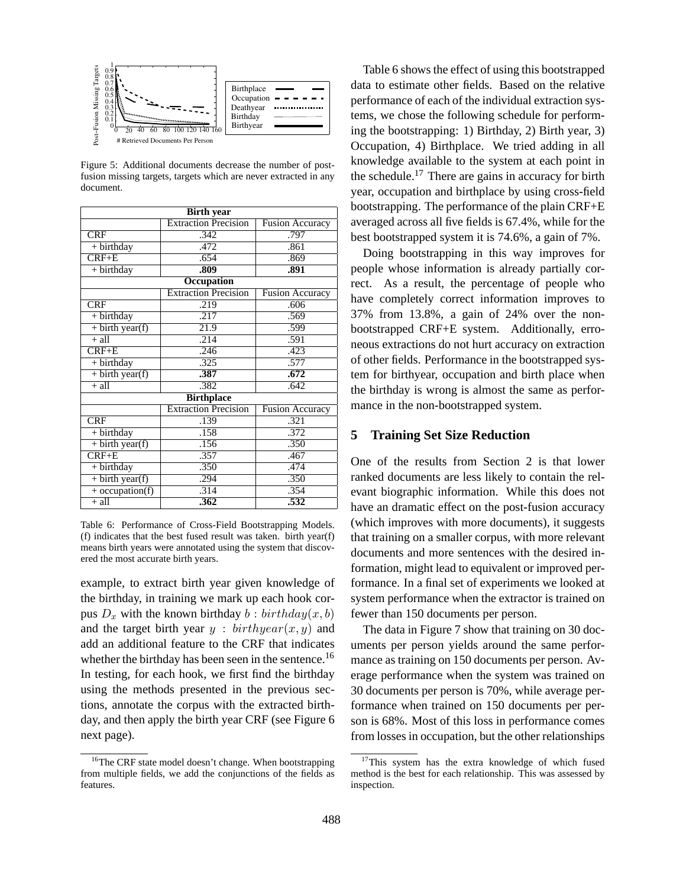Post-Fusion Missing Targets

1
0.9
0.8
0.7
0.6
0.5
0.4
0.3
0.2
0.1
0

0 20 40 60 80 100 120 140 160

# Retrieved Documents Per Person

Birthplace
Occupation
Deathyear
Birthday
Birthyear

Figure 5: Additional documents decrease the number of post-fusion missing targets, targets which are never extracted in any document.

| | Extraction Precision | Fusion Accuracy |
|---|---|---|
| **Birth year** | | |
| CRF | .342 | .797 |
| + birthday | .472 | .861 |
| CRF+E | .654 | .869 |
| + birthday | **.809** | **.891** |
| **Occupation** | | |
| CRF | .219 | .606 |
| + birthday | .217 | .569 |
| + birth year(f) | 21.9 | .599 |
| + all | .214 | .591 |
| CRF+E | .246 | .423 |
| + birthday | .325 | .577 |
| + birth year(f) | **.387** | **.672** |
| + all | .382 | .642 |
| **Birthplace** | | |
| CRF | .139 | .321 |
| + birthday | .158 | .372 |
| + birth year(f) | .156 | .350 |
| CRF+E | .357 | .467 |
| + birthday | .350 | .474 |
| + birth year(f) | .294 | .350 |
| + occupation(f) | .314 | .354 |
| + all | **.362** | **.532** |

Table 6: Performance of Cross-Field Bootstrapping Models. (f) indicates that the best fused result was taken. birth year(f) means birth years were annotated using the system that discovered the most accurate birth years.

example, to extract birth year given knowledge of the birthday, in training we mark up each hook corpus $D_x$ with the known birthday $b : birthday(x, b)$ and the target birth year $y : birthyear(x, y)$ and add an additional feature to the CRF that indicates whether the birthday has been seen in the sentence.[16] In testing, for each hook, we first find the birthday using the methods presented in the previous sections, annotate the corpus with the extracted birthday, and then apply the birth year CRF (see Figure 6 next page).

[16]The CRF state model doesn't change. When bootstrapping from multiple fields, we add the conjunctions of the fields as features.

Table 6 shows the effect of using this bootstrapped data to estimate other fields. Based on the relative performance of each of the individual extraction systems, we chose the following schedule for performing the bootstrapping: 1) Birthday, 2) Birth year, 3) Occupation, 4) Birthplace. We tried adding in all knowledge available to the system at each point in the schedule.[17] There are gains in accuracy for birth year, occupation and birthplace by using cross-field bootstrapping. The performance of the plain CRF+E averaged across all five fields is 67.4%, while for the best bootstrapped system it is 74.6%, a gain of 7%.

Doing bootstrapping in this way improves for people whose information is already partially correct. As a result, the percentage of people who have completely correct information improves to 37% from 13.8%, a gain of 24% over the non-bootstrapped CRF+E system. Additionally, erroneous extractions do not hurt accuracy on extraction of other fields. Performance in the bootstrapped system for birthyear, occupation and birth place when the birthday is wrong is almost the same as performance in the non-bootstrapped system.

## 5 Training Set Size Reduction

One of the results from Section 2 is that lower ranked documents are less likely to contain the relevant biographic information. While this does not have an dramatic effect on the post-fusion accuracy (which improves with more documents), it suggests that training on a smaller corpus, with more relevant documents and more sentences with the desired information, might lead to equivalent or improved performance. In a final set of experiments we looked at system performance when the extractor is trained on fewer than 150 documents per person.

The data in Figure 7 show that training on 30 documents per person yields around the same performance as training on 150 documents per person. Average performance when the system was trained on 30 documents per person is 70%, while average performance when trained on 150 documents per person is 68%. Most of this loss in performance comes from losses in occupation, but the other relationships

[17]This system has the extra knowledge of which fused method is the best for each relationship. This was assessed by inspection.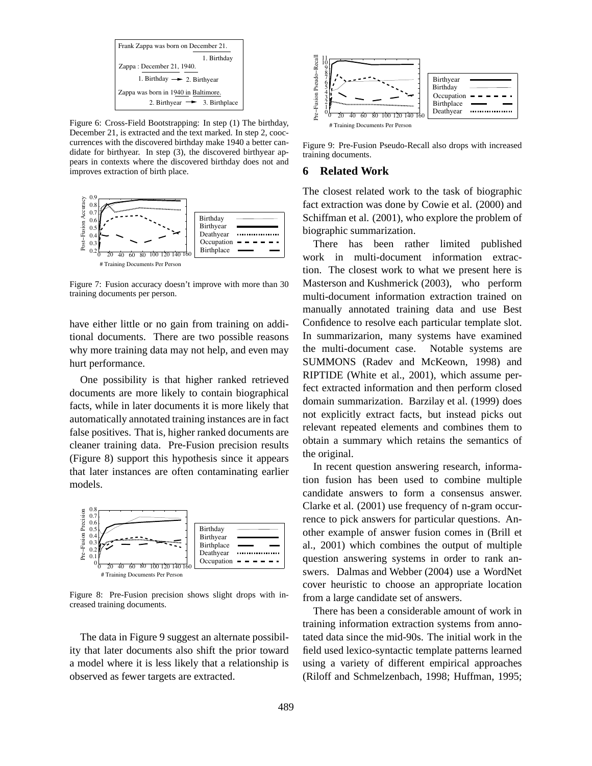Frank Zappa was born on December 21.

1. Birthday

Zappa : December 21, 1940.

1. Birthday → 2. Birthyear

Zappa was born in 1940 in Baltimore.

2. Birthyear → 3. Birthplace

Figure 6: Cross-Field Bootstrapping: In step (1) The birthday, December 21, is extracted and the text marked. In step 2, cooccurrences with the discovered birthday make 1940 a better candidate for birthyear. In step (3), the discovered birthyear appears in contexts where the discovered birthday does not and improves extraction of birth place.

Figure 7: Fusion accuracy doesn't improve with more than 30 training documents per person.

have either little or no gain from training on additional documents. There are two possible reasons why more training data may not help, and even may hurt performance.

One possibility is that higher ranked retrieved documents are more likely to contain biographical facts, while in later documents it is more likely that automatically annotated training instances are in fact false positives. That is, higher ranked documents are cleaner training data. Pre-Fusion precision results (Figure 8) support this hypothesis since it appears that later instances are often contaminating earlier models.

Figure 8: Pre-Fusion precision shows slight drops with increased training documents.

The data in Figure 9 suggest an alternate possibility that later documents also shift the prior toward a model where it is less likely that a relationship is observed as fewer targets are extracted.

Figure 9: Pre-Fusion Pseudo-Recall also drops with increased training documents.

## 6 Related Work

The closest related work to the task of biographic fact extraction was done by Cowie et al. (2000) and Schiffman et al. (2001), who explore the problem of biographic summarization.

There has been rather limited published work in multi-document information extraction. The closest work to what we present here is Masterson and Kushmerick (2003), who perform multi-document information extraction trained on manually annotated training data and use Best Confidence to resolve each particular template slot. In summarizarion, many systems have examined the multi-document case. Notable systems are SUMMONS (Radev and McKeown, 1998) and RIPTIDE (White et al., 2001), which assume perfect extracted information and then perform closed domain summarization. Barzilay et al. (1999) does not explicitly extract facts, but instead picks out relevant repeated elements and combines them to obtain a summary which retains the semantics of the original.

In recent question answering research, information fusion has been used to combine multiple candidate answers to form a consensus answer. Clarke et al. (2001) use frequency of n-gram occurrence to pick answers for particular questions. Another example of answer fusion comes in (Brill et al., 2001) which combines the output of multiple question answering systems in order to rank answers. Dalmas and Webber (2004) use a WordNet cover heuristic to choose an appropriate location from a large candidate set of answers.

There has been a considerable amount of work in training information extraction systems from annotated data since the mid-90s. The initial work in the field used lexico-syntactic template patterns learned using a variety of different empirical approaches (Riloff and Schmelzenbach, 1998; Huffman, 1995;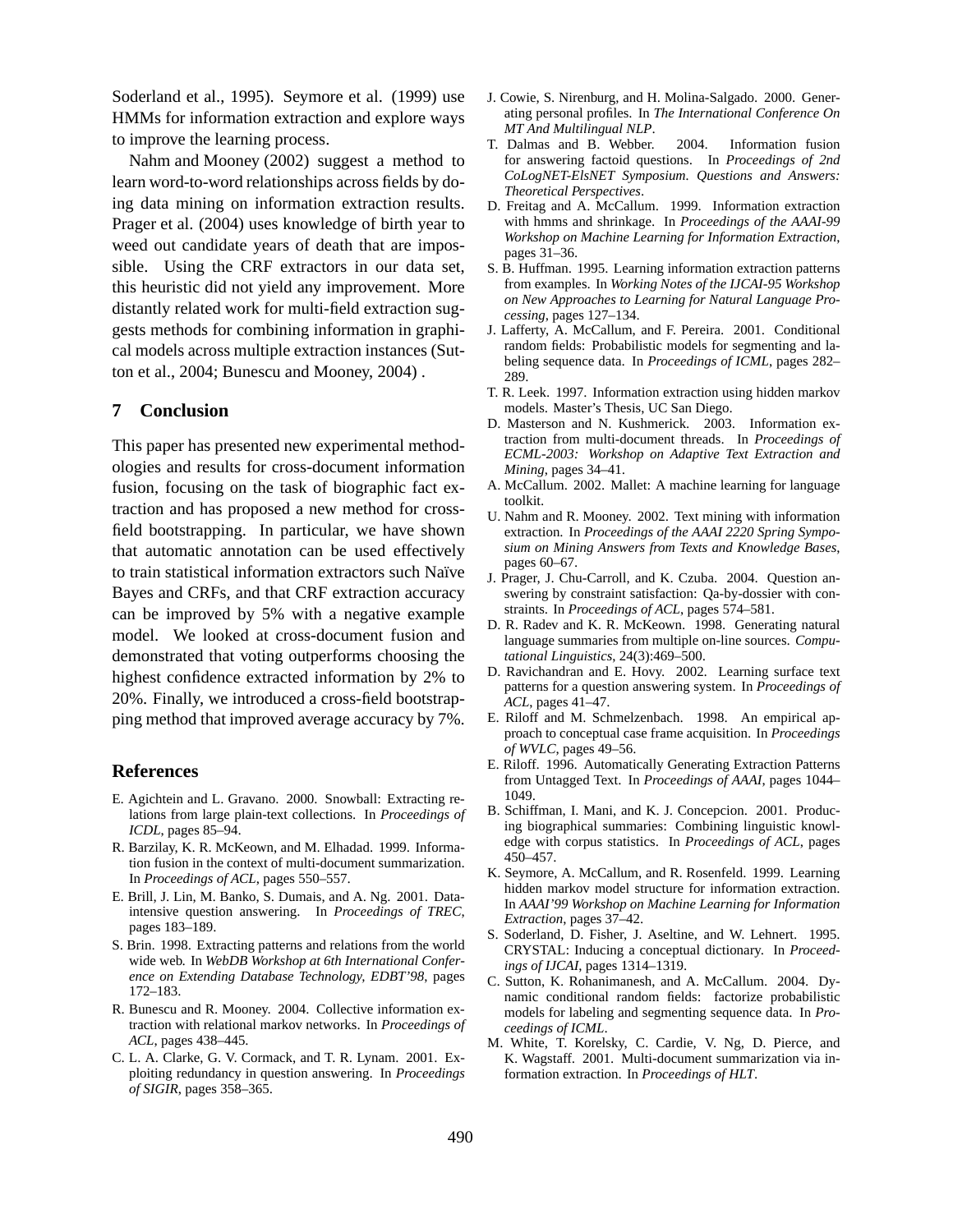Soderland et al., 1995). Seymore et al. (1999) use HMMs for information extraction and explore ways to improve the learning process.

Nahm and Mooney (2002) suggest a method to learn word-to-word relationships across fields by doing data mining on information extraction results. Prager et al. (2004) uses knowledge of birth year to weed out candidate years of death that are impossible. Using the CRF extractors in our data set, this heuristic did not yield any improvement. More distantly related work for multi-field extraction suggests methods for combining information in graphical models across multiple extraction instances (Sutton et al., 2004; Bunescu and Mooney, 2004) .

## 7 Conclusion

This paper has presented new experimental methodologies and results for cross-document information fusion, focusing on the task of biographic fact extraction and has proposed a new method for cross-field bootstrapping. In particular, we have shown that automatic annotation can be used effectively to train statistical information extractors such Naïve Bayes and CRFs, and that CRF extraction accuracy can be improved by 5% with a negative example model. We looked at cross-document fusion and demonstrated that voting outperforms choosing the highest confidence extracted information by 2% to 20%. Finally, we introduced a cross-field bootstrapping method that improved average accuracy by 7%.

## References

E. Agichtein and L. Gravano. 2000. Snowball: Extracting relations from large plain-text collections. In *Proceedings of ICDL*, pages 85–94.

R. Barzilay, K. R. McKeown, and M. Elhadad. 1999. Information fusion in the context of multi-document summarization. In *Proceedings of ACL*, pages 550–557.

E. Brill, J. Lin, M. Banko, S. Dumais, and A. Ng. 2001. Data-intensive question answering. In *Proceedings of TREC*, pages 183–189.

S. Brin. 1998. Extracting patterns and relations from the world wide web. In *WebDB Workshop at 6th International Conference on Extending Database Technology, EDBT'98*, pages 172–183.

R. Bunescu and R. Mooney. 2004. Collective information extraction with relational markov networks. In *Proceedings of ACL*, pages 438–445.

C. L. A. Clarke, G. V. Cormack, and T. R. Lynam. 2001. Exploiting redundancy in question answering. In *Proceedings of SIGIR*, pages 358–365.

J. Cowie, S. Nirenburg, and H. Molina-Salgado. 2000. Generating personal profiles. In *The International Conference On MT And Multilingual NLP*.

T. Dalmas and B. Webber. 2004. Information fusion for answering factoid questions. In *Proceedings of 2nd CoLogNET-ElsNET Symposium. Questions and Answers: Theoretical Perspectives*.

D. Freitag and A. McCallum. 1999. Information extraction with hmms and shrinkage. In *Proceedings of the AAAI-99 Workshop on Machine Learning for Information Extraction*, pages 31–36.

S. B. Huffman. 1995. Learning information extraction patterns from examples. In *Working Notes of the IJCAI-95 Workshop on New Approaches to Learning for Natural Language Processing*, pages 127–134.

J. Lafferty, A. McCallum, and F. Pereira. 2001. Conditional random fields: Probabilistic models for segmenting and labeling sequence data. In *Proceedings of ICML*, pages 282–289.

T. R. Leek. 1997. Information extraction using hidden markov models. Master's Thesis, UC San Diego.

D. Masterson and N. Kushmerick. 2003. Information extraction from multi-document threads. In *Proceedings of ECML-2003: Workshop on Adaptive Text Extraction and Mining*, pages 34–41.

A. McCallum. 2002. Mallet: A machine learning for language toolkit.

U. Nahm and R. Mooney. 2002. Text mining with information extraction. In *Proceedings of the AAAI 2220 Spring Symposium on Mining Answers from Texts and Knowledge Bases*, pages 60–67.

J. Prager, J. Chu-Carroll, and K. Czuba. 2004. Question answering by constraint satisfaction: Qa-by-dossier with constraints. In *Proceedings of ACL*, pages 574–581.

D. R. Radev and K. R. McKeown. 1998. Generating natural language summaries from multiple on-line sources. *Computational Linguistics*, 24(3):469–500.

D. Ravichandran and E. Hovy. 2002. Learning surface text patterns for a question answering system. In *Proceedings of ACL*, pages 41–47.

E. Riloff and M. Schmelzenbach. 1998. An empirical approach to conceptual case frame acquisition. In *Proceedings of WVLC*, pages 49–56.

E. Riloff. 1996. Automatically Generating Extraction Patterns from Untagged Text. In *Proceedings of AAAI*, pages 1044–1049.

B. Schiffman, I. Mani, and K. J. Concepcion. 2001. Producing biographical summaries: Combining linguistic knowledge with corpus statistics. In *Proceedings of ACL*, pages 450–457.

K. Seymore, A. McCallum, and R. Rosenfeld. 1999. Learning hidden markov model structure for information extraction. In *AAAI'99 Workshop on Machine Learning for Information Extraction*, pages 37–42.

S. Soderland, D. Fisher, J. Aseltine, and W. Lehnert. 1995. CRYSTAL: Inducing a conceptual dictionary. In *Proceedings of IJCAI*, pages 1314–1319.

C. Sutton, K. Rohanimanesh, and A. McCallum. 2004. Dynamic conditional random fields: factorize probabilistic models for labeling and segmenting sequence data. In *Proceedings of ICML*.

M. White, T. Korelsky, C. Cardie, V. Ng, D. Pierce, and K. Wagstaff. 2001. Multi-document summarization via information extraction. In *Proceedings of HLT*.